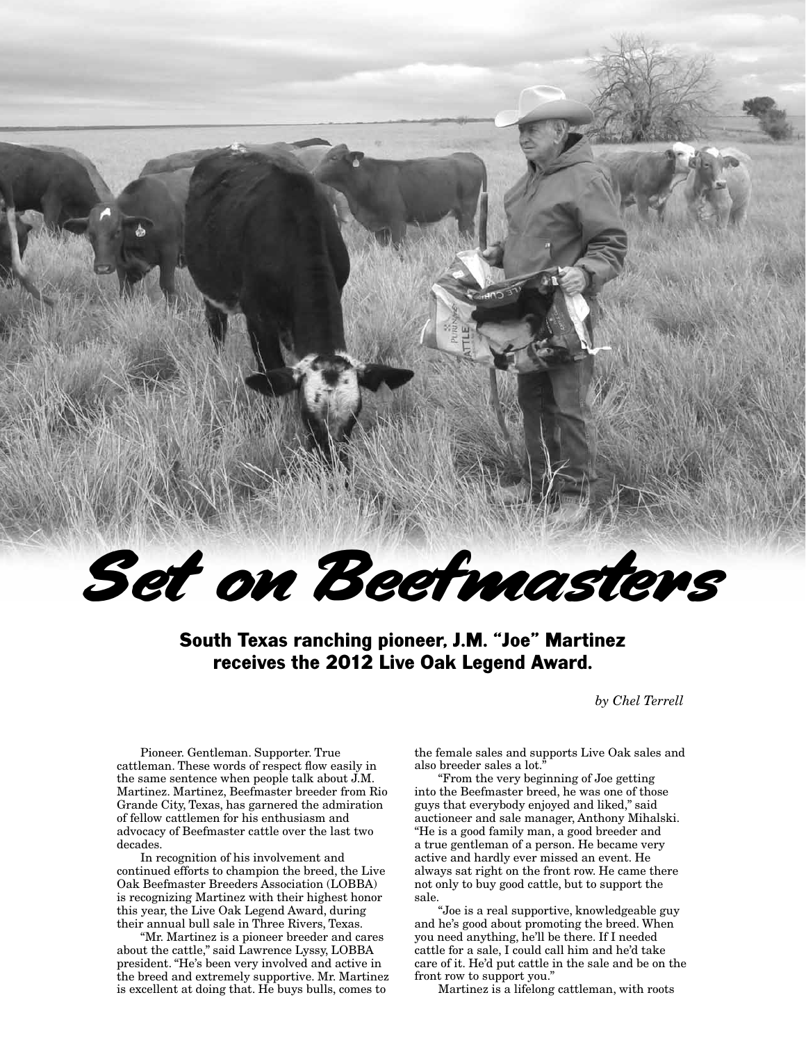# Set on Beefmasters

## South Texas ranching pioneer, J.M. "Joe" Martinez receives the 2012 Live Oak Legend Award.

*by Chel Terrell*

Pioneer. Gentleman. Supporter. True cattleman. These words of respect flow easily in the same sentence when people talk about J.M. Martinez. Martinez, Beefmaster breeder from Rio Grande City, Texas, has garnered the admiration of fellow cattlemen for his enthusiasm and advocacy of Beefmaster cattle over the last two decades.

In recognition of his involvement and continued efforts to champion the breed, the Live Oak Beefmaster Breeders Association (LOBBA) is recognizing Martinez with their highest honor this year, the Live Oak Legend Award, during their annual bull sale in Three Rivers, Texas.

"Mr. Martinez is a pioneer breeder and cares about the cattle," said Lawrence Lyssy, LOBBA president. "He's been very involved and active in the breed and extremely supportive. Mr. Martinez is excellent at doing that. He buys bulls, comes to the female sales and supports Live Oak sales and also breeder sales a lot."

"From the very beginning of Joe getting into the Beefmaster breed, he was one of those guys that everybody enjoyed and liked," said auctioneer and sale manager, Anthony Mihalski. "He is a good family man, a good breeder and a true gentleman of a person. He became very active and hardly ever missed an event. He always sat right on the front row. He came there not only to buy good cattle, but to support the sale.

"Joe is a real supportive, knowledgeable guy and he's good about promoting the breed. When you need anything, he'll be there. If I needed cattle for a sale, I could call him and he'd take care of it. He'd put cattle in the sale and be on the front row to support you."

Martinez is a lifelong cattleman, with roots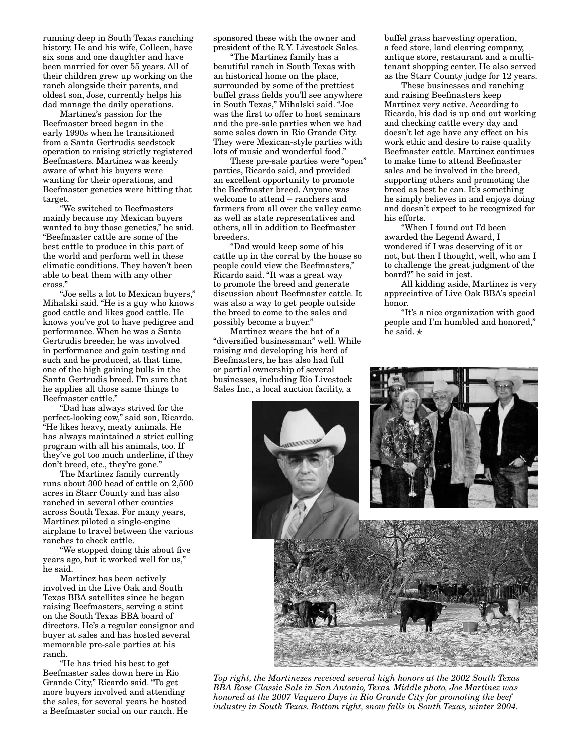running deep in South Texas ranching history. He and his wife, Colleen, have six sons and one daughter and have been married for over 55 years. All of their children grew up working on the ranch alongside their parents, and oldest son, Jose, currently helps his dad manage the daily operations.

Martinez's passion for the Beefmaster breed began in the early 1990s when he transitioned from a Santa Gertrudis seedstock operation to raising strictly registered Beefmasters. Martinez was keenly aware of what his buyers were wanting for their operations, and Beefmaster genetics were hitting that target.

"We switched to Beefmasters mainly because my Mexican buyers wanted to buy those genetics," he said. "Beefmaster cattle are some of the best cattle to produce in this part of the world and perform well in these climatic conditions. They haven't been able to beat them with any other cross."

"Joe sells a lot to Mexican buyers," Mihalski said. "He is a guy who knows good cattle and likes good cattle. He knows you've got to have pedigree and performance. When he was a Santa Gertrudis breeder, he was involved in performance and gain testing and such and he produced, at that time, one of the high gaining bulls in the Santa Gertrudis breed. I'm sure that he applies all those same things to Beefmaster cattle."

"Dad has always strived for the perfect-looking cow," said son, Ricardo. "He likes heavy, meaty animals. He has always maintained a strict culling program with all his animals, too. If they've got too much underline, if they don't breed, etc., they're gone."

The Martinez family currently runs about 300 head of cattle on 2,500 acres in Starr County and has also ranched in several other counties across South Texas. For many years, Martinez piloted a single-engine airplane to travel between the various ranches to check cattle.

"We stopped doing this about five years ago, but it worked well for us," he said.

Martinez has been actively involved in the Live Oak and South Texas BBA satellites since he began raising Beefmasters, serving a stint on the South Texas BBA board of directors. He's a regular consignor and buyer at sales and has hosted several memorable pre-sale parties at his ranch.

"He has tried his best to get Beefmaster sales down here in Rio Grande City," Ricardo said. "To get more buyers involved and attending the sales, for several years he hosted a Beefmaster social on our ranch. He sponsored these with the owner and president of the R.Y. Livestock Sales.

"The Martinez family has a beautiful ranch in South Texas with an historical home on the place, surrounded by some of the prettiest buffel grass fields you'll see anywhere in South Texas," Mihalski said. "Joe was the first to offer to host seminars and the pre-sale parties when we had some sales down in Rio Grande City. They were Mexican-style parties with lots of music and wonderful food."

These pre-sale parties were "open" parties, Ricardo said, and provided an excellent opportunity to promote the Beefmaster breed. Anyone was welcome to attend – ranchers and farmers from all over the valley came as well as state representatives and others, all in addition to Beefmaster breeders.

"Dad would keep some of his cattle up in the corral by the house so people could view the Beefmasters," Ricardo said. "It was a great way to promote the breed and generate discussion about Beefmaster cattle. It was also a way to get people outside the breed to come to the sales and possibly become a buyer."

Martinez wears the hat of a "diversified businessman" well. While raising and developing his herd of Beefmasters, he has also had full or partial ownership of several businesses, including Rio Livestock Sales Inc., a local auction facility, a buffel grass harvesting operation, a feed store, land clearing company, antique store, restaurant and a multi-tenant shopping center. He also served as the Starr County judge for 12 years.

These businesses and ranching and raising Beefmasters keep Martinez very active. According to Ricardo, his dad is up and out working and checking cattle every day and doesn't let age have any effect on his work ethic and desire to raise quality Beefmaster cattle. Martinez continues to make time to attend Beefmaster sales and be involved in the breed, supporting others and promoting the breed as best he can. It's something he simply believes in and enjoys doing and doesn't expect to be recognized for his efforts.

"When I found out I'd been awarded the Legend Award, I wondered if I was deserving of it or not, but then I thought, well, who am I to challenge the great judgment of the board?" he said in jest.

All kidding aside, Martinez is very appreciative of Live Oak BBA's special honor.

"It's a nice organization with good people and I'm humbled and honored," he said. ✭

*Top right, the Martinezes received several high honors at the 2002 South Texas BBA Rose Classic Sale in San Antonio, Texas. Middle photo, Joe Martinez was honored at the 2007 Vaquero Days in Rio Grande City for promoting the beef industry in South Texas. Bottom right, snow falls in South Texas, winter 2004.*